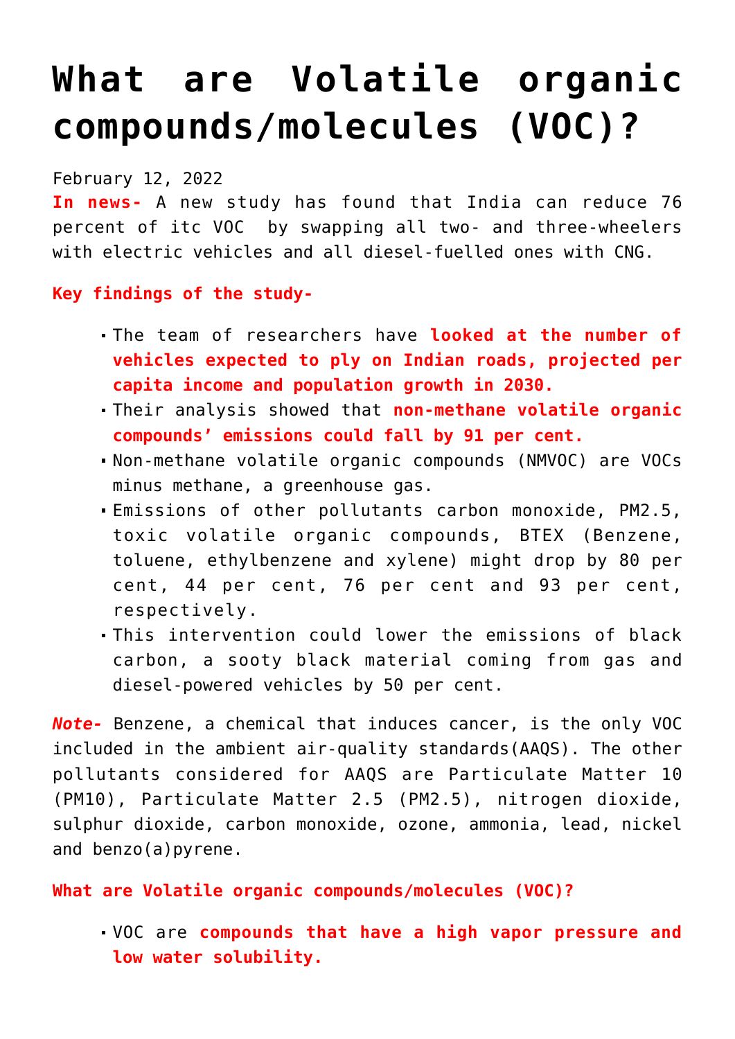# What are Volatile organic compounds/molecules (VOC)?

February 12, 2022

**In news-** A new study has found that India can reduce 76 percent of itc VOC  by swapping all two- and three-wheelers with electric vehicles and all diesel-fuelled ones with CNG.

**Key findings of the study-**

- The team of researchers have **looked at the number of vehicles expected to ply on Indian roads, projected per capita income and population growth in 2030.**
- Their analysis showed that **non-methane volatile organic compounds' emissions could fall by 91 per cent.**
- Non-methane volatile organic compounds (NMVOC) are VOCs minus methane, a greenhouse gas.
- Emissions of other pollutants carbon monoxide, PM2.5, toxic volatile organic compounds, BTEX (Benzene, toluene, ethylbenzene and xylene) might drop by 80 per cent, 44 per cent, 76 per cent and 93 per cent, respectively.
- This intervention could lower the emissions of black carbon, a sooty black material coming from gas and diesel-powered vehicles by 50 per cent.

***Note-*** Benzene, a chemical that induces cancer, is the only VOC included in the ambient air-quality standards(AAQS). The other pollutants considered for AAQS are Particulate Matter 10 (PM10), Particulate Matter 2.5 (PM2.5), nitrogen dioxide, sulphur dioxide, carbon monoxide, ozone, ammonia, lead, nickel and benzo(a)pyrene.

**What are Volatile organic compounds/molecules (VOC)?**

- VOC are **compounds that have a high vapor pressure and low water solubility.**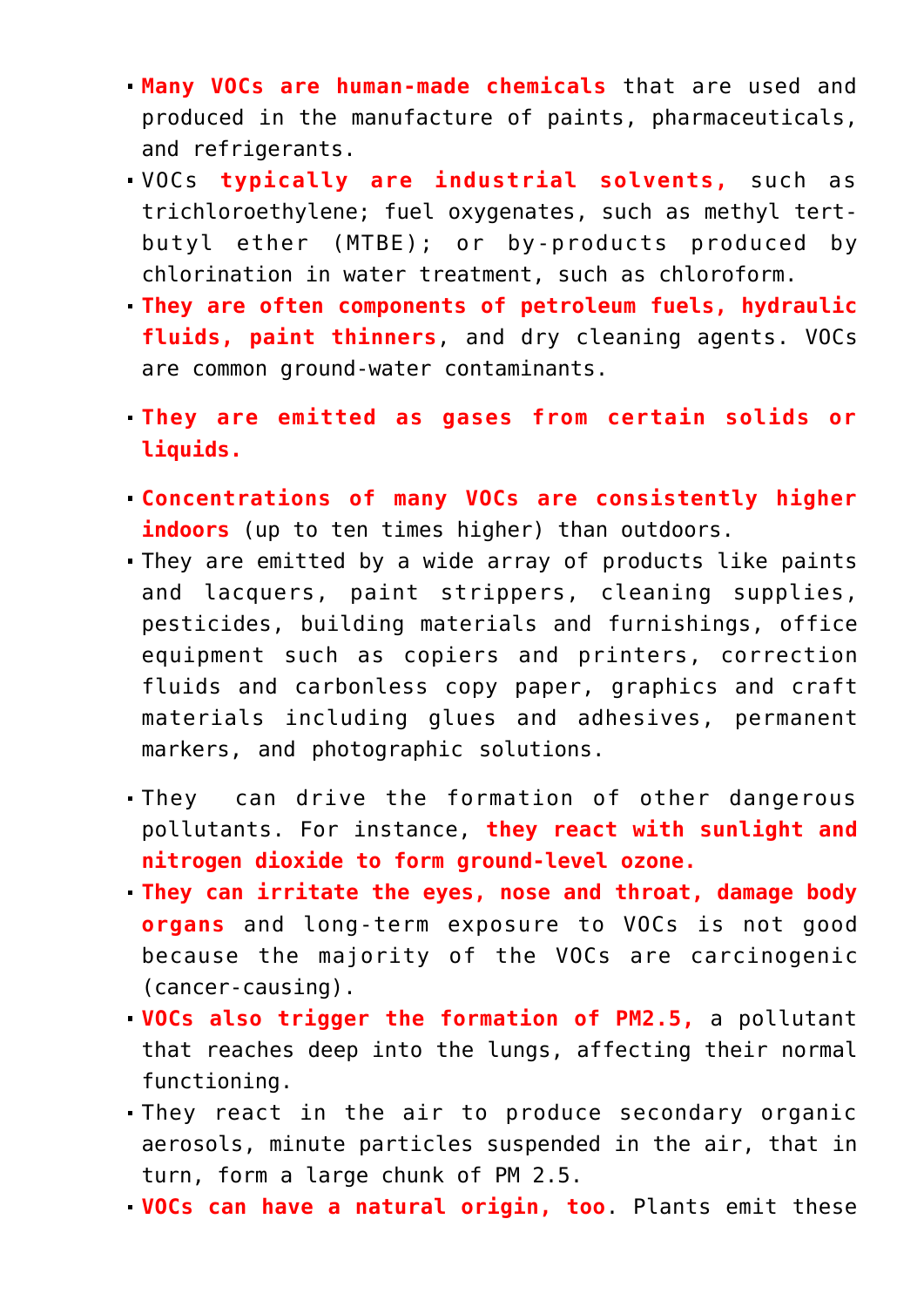- **Many VOCs are human-made chemicals** that are used and produced in the manufacture of paints, pharmaceuticals, and refrigerants.
- VOCs **typically are industrial solvents,** such as trichloroethylene; fuel oxygenates, such as methyl tert-butyl ether (MTBE); or by-products produced by chlorination in water treatment, such as chloroform.
- **They are often components of petroleum fuels, hydraulic fluids, paint thinners**, and dry cleaning agents. VOCs are common ground-water contaminants.
- **They are emitted as gases from certain solids or liquids.**
- **Concentrations of many VOCs are consistently higher indoors** (up to ten times higher) than outdoors.
- They are emitted by a wide array of products like paints and lacquers, paint strippers, cleaning supplies, pesticides, building materials and furnishings, office equipment such as copiers and printers, correction fluids and carbonless copy paper, graphics and craft materials including glues and adhesives, permanent markers, and photographic solutions.
- They can drive the formation of other dangerous pollutants. For instance, **they react with sunlight and nitrogen dioxide to form ground-level ozone.**
- **They can irritate the eyes, nose and throat, damage body organs** and long-term exposure to VOCs is not good because the majority of the VOCs are carcinogenic (cancer-causing).
- **VOCs also trigger the formation of PM2.5,** a pollutant that reaches deep into the lungs, affecting their normal functioning.
- They react in the air to produce secondary organic aerosols, minute particles suspended in the air, that in turn, form a large chunk of PM 2.5.
- **VOCs can have a natural origin, too**. Plants emit these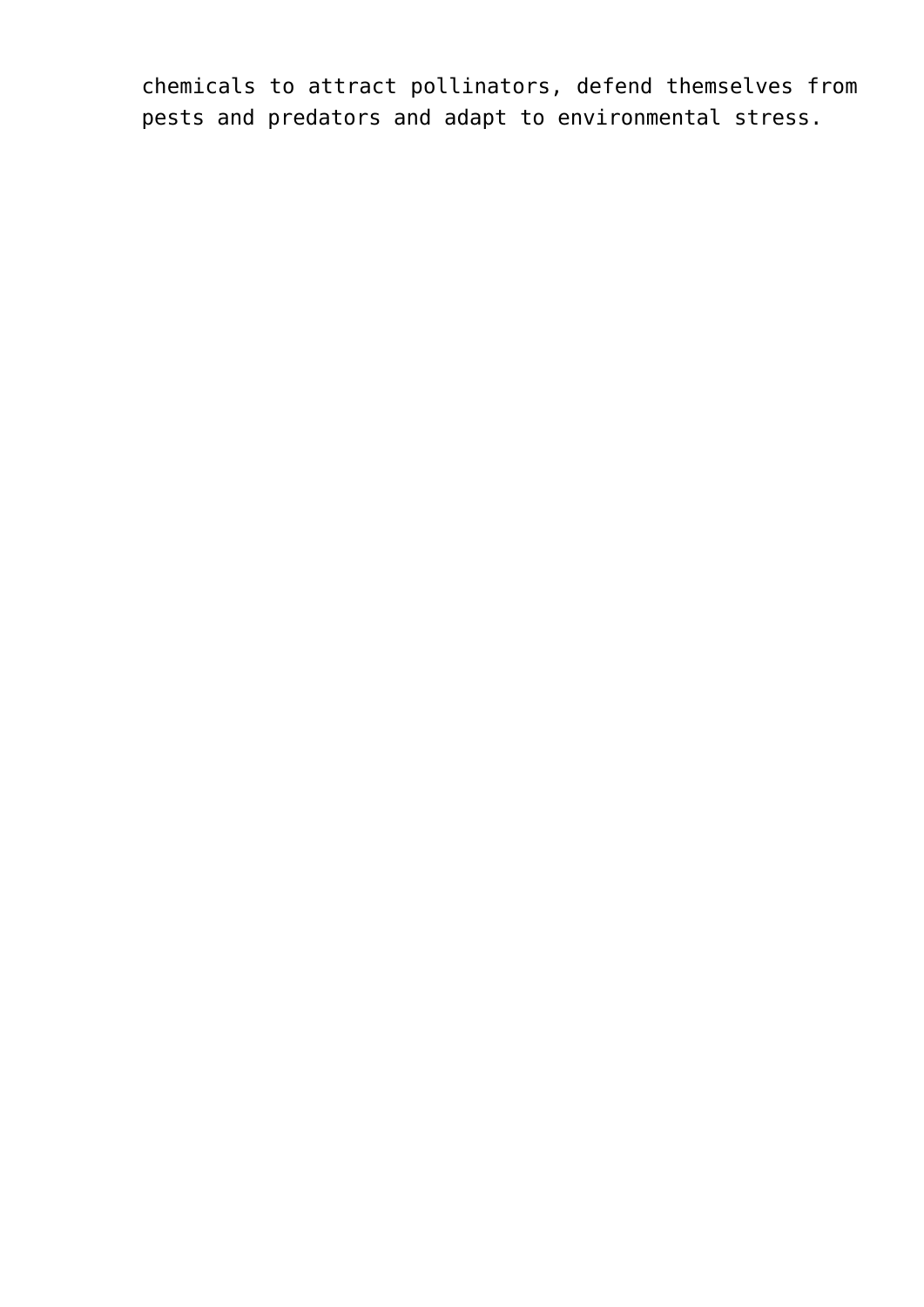chemicals to attract pollinators, defend themselves from pests and predators and adapt to environmental stress.